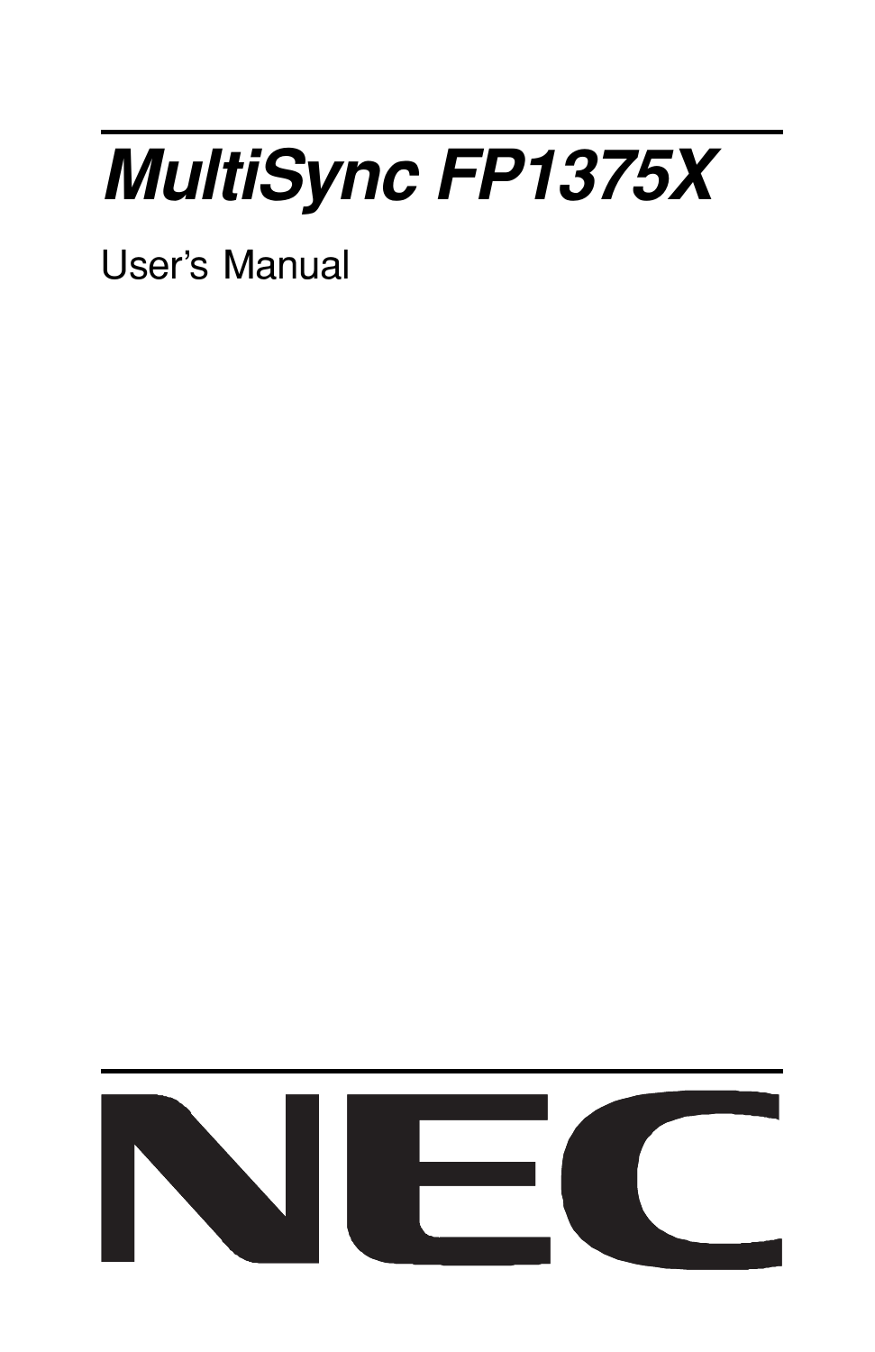# *MultiSync FP1375X*

User's Manual

NEC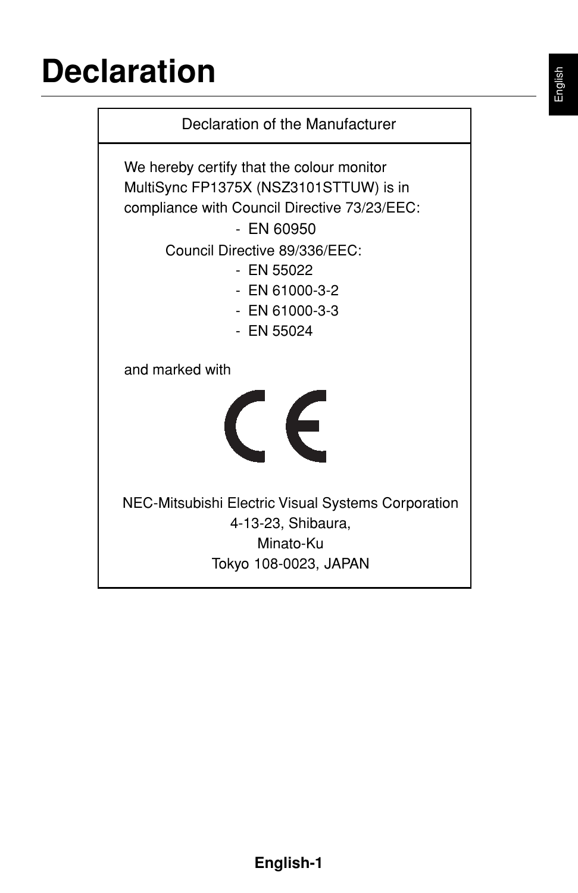# Declaration

**Declaration of the Manufacturer**

We hereby certify that the colour monitor MultiSync FP1375X (NSZ3101STTUW) is in compliance with Council Directive 73/23/EEC:

- EN 60950

Council Directive 89/336/EEC:

- EN 55022
- EN 61000-3-2
- EN 61000-3-3
- EN 55024

and marked with

CE

NEC-Mitsubishi Electric Visual Systems Corporation
4-13-23, Shibaura,
Minato-Ku
Tokyo 108-0023, JAPAN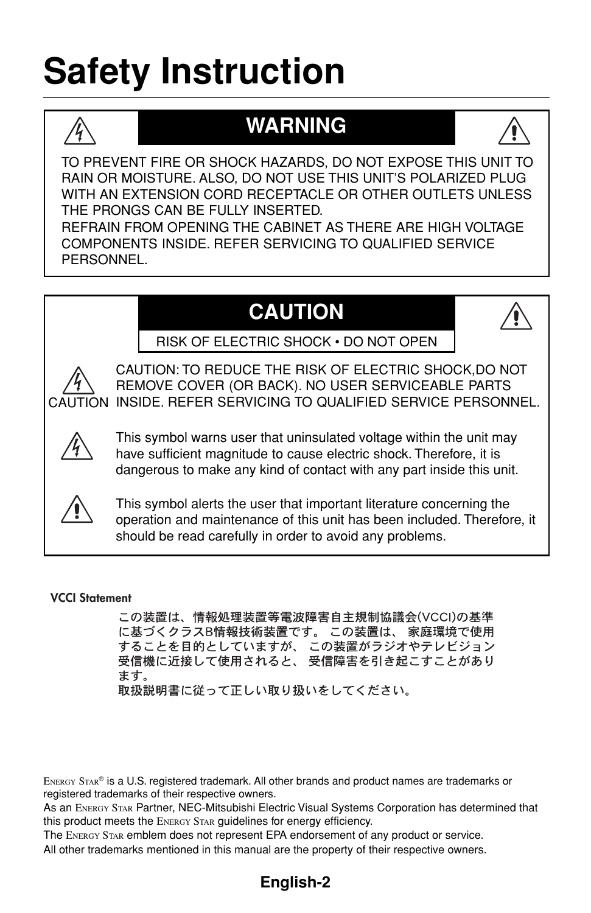# Safety Instruction

## WARNING

TO PREVENT FIRE OR SHOCK HAZARDS, DO NOT EXPOSE THIS UNIT TO RAIN OR MOISTURE. ALSO, DO NOT USE THIS UNIT'S POLARIZED PLUG WITH AN EXTENSION CORD RECEPTACLE OR OTHER OUTLETS UNLESS THE PRONGS CAN BE FULLY INSERTED.

REFRAIN FROM OPENING THE CABINET AS THERE ARE HIGH VOLTAGE COMPONENTS INSIDE. REFER SERVICING TO QUALIFIED SERVICE PERSONNEL.

## CAUTION

RISK OF ELECTRIC SHOCK • DO NOT OPEN

CAUTION

CAUTION: TO REDUCE THE RISK OF ELECTRIC SHOCK,DO NOT REMOVE COVER (OR BACK). NO USER SERVICEABLE PARTS INSIDE. REFER SERVICING TO QUALIFIED SERVICE PERSONNEL.

This symbol warns user that uninsulated voltage within the unit may have sufficient magnitude to cause electric shock. Therefore, it is dangerous to make any kind of contact with any part inside this unit.

This symbol alerts the user that important literature concerning the operation and maintenance of this unit has been included. Therefore, it should be read carefully in order to avoid any problems.

**VCCI Statement**

この装置は、情報処理装置等電波障害自主規制協議会(VCCI)の基準に基づくクラスB情報技術装置です。 この装置は、 家庭環境で使用することを目的としていますが、 この装置がラジオやテレビジョン受信機に近接して使用されると、 受信障害を引き起こすことがあります。
取扱説明書に従って正しい取り扱いをしてください。

ENERGY STAR® is a U.S. registered trademark. All other brands and product names are trademarks or registered trademarks of their respective owners.

As an ENERGY STAR Partner, NEC-Mitsubishi Electric Visual Systems Corporation has determined that this product meets the ENERGY STAR guidelines for energy efficiency.

The ENERGY STAR emblem does not represent EPA endorsement of any product or service.

All other trademarks mentioned in this manual are the property of their respective owners.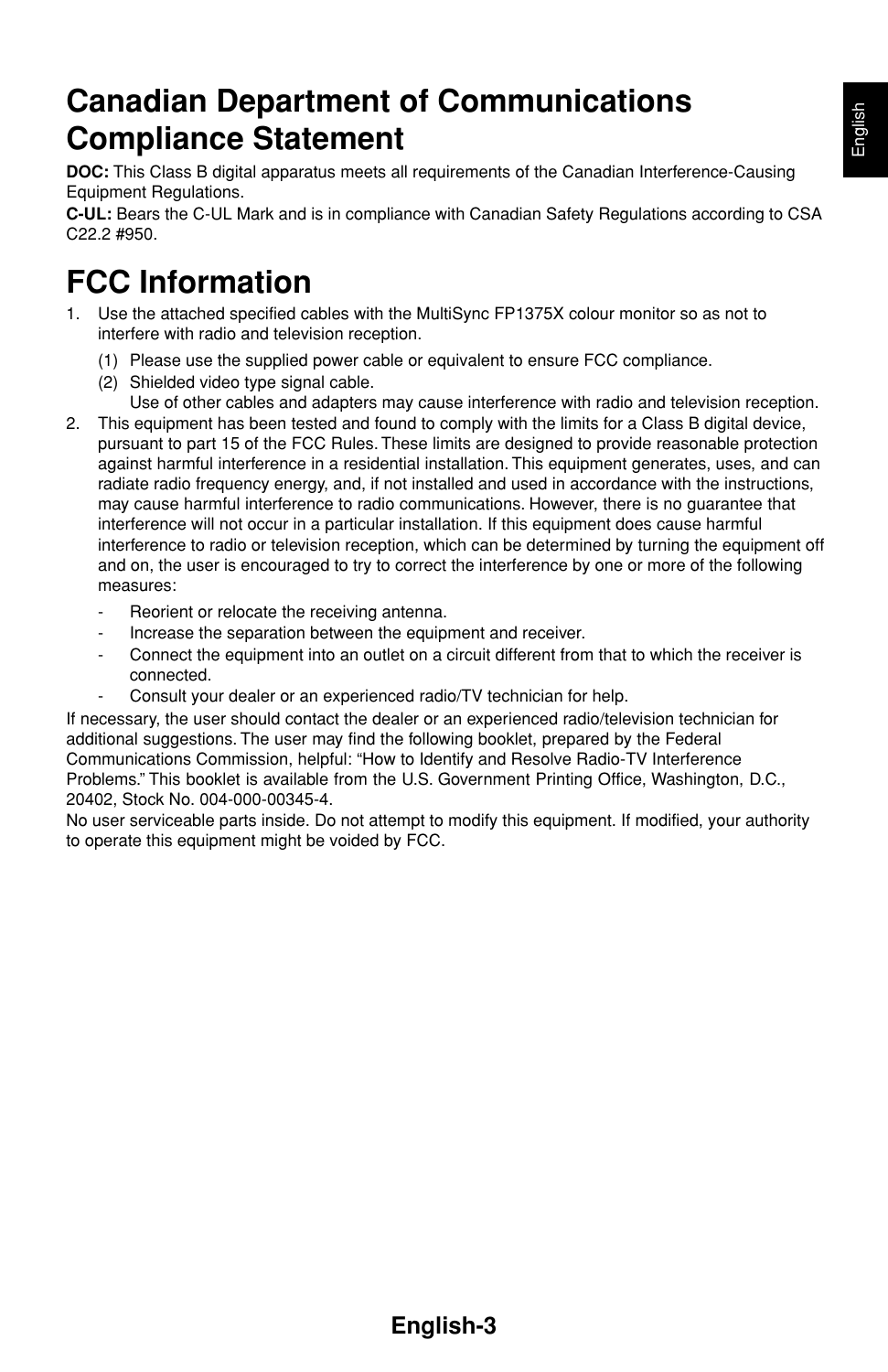# Canadian Department of Communications Compliance Statement

**DOC:** This Class B digital apparatus meets all requirements of the Canadian Interference-Causing Equipment Regulations.
**C-UL:** Bears the C-UL Mark and is in compliance with Canadian Safety Regulations according to CSA C22.2 #950.

# FCC Information

1. Use the attached specified cables with the MultiSync FP1375X colour monitor so as not to interfere with radio and television reception.
   (1) Please use the supplied power cable or equivalent to ensure FCC compliance.
   (2) Shielded video type signal cable.
   Use of other cables and adapters may cause interference with radio and television reception.
2. This equipment has been tested and found to comply with the limits for a Class B digital device, pursuant to part 15 of the FCC Rules. These limits are designed to provide reasonable protection against harmful interference in a residential installation. This equipment generates, uses, and can radiate radio frequency energy, and, if not installed and used in accordance with the instructions, may cause harmful interference to radio communications. However, there is no guarantee that interference will not occur in a particular installation. If this equipment does cause harmful interference to radio or television reception, which can be determined by turning the equipment off and on, the user is encouraged to try to correct the interference by one or more of the following measures:
   - Reorient or relocate the receiving antenna.
   - Increase the separation between the equipment and receiver.
   - Connect the equipment into an outlet on a circuit different from that to which the receiver is connected.
   - Consult your dealer or an experienced radio/TV technician for help.

If necessary, the user should contact the dealer or an experienced radio/television technician for additional suggestions. The user may find the following booklet, prepared by the Federal Communications Commission, helpful: "How to Identify and Resolve Radio-TV Interference Problems." This booklet is available from the U.S. Government Printing Office, Washington, D.C., 20402, Stock No. 004-000-00345-4.
No user serviceable parts inside. Do not attempt to modify this equipment. If modified, your authority to operate this equipment might be voided by FCC.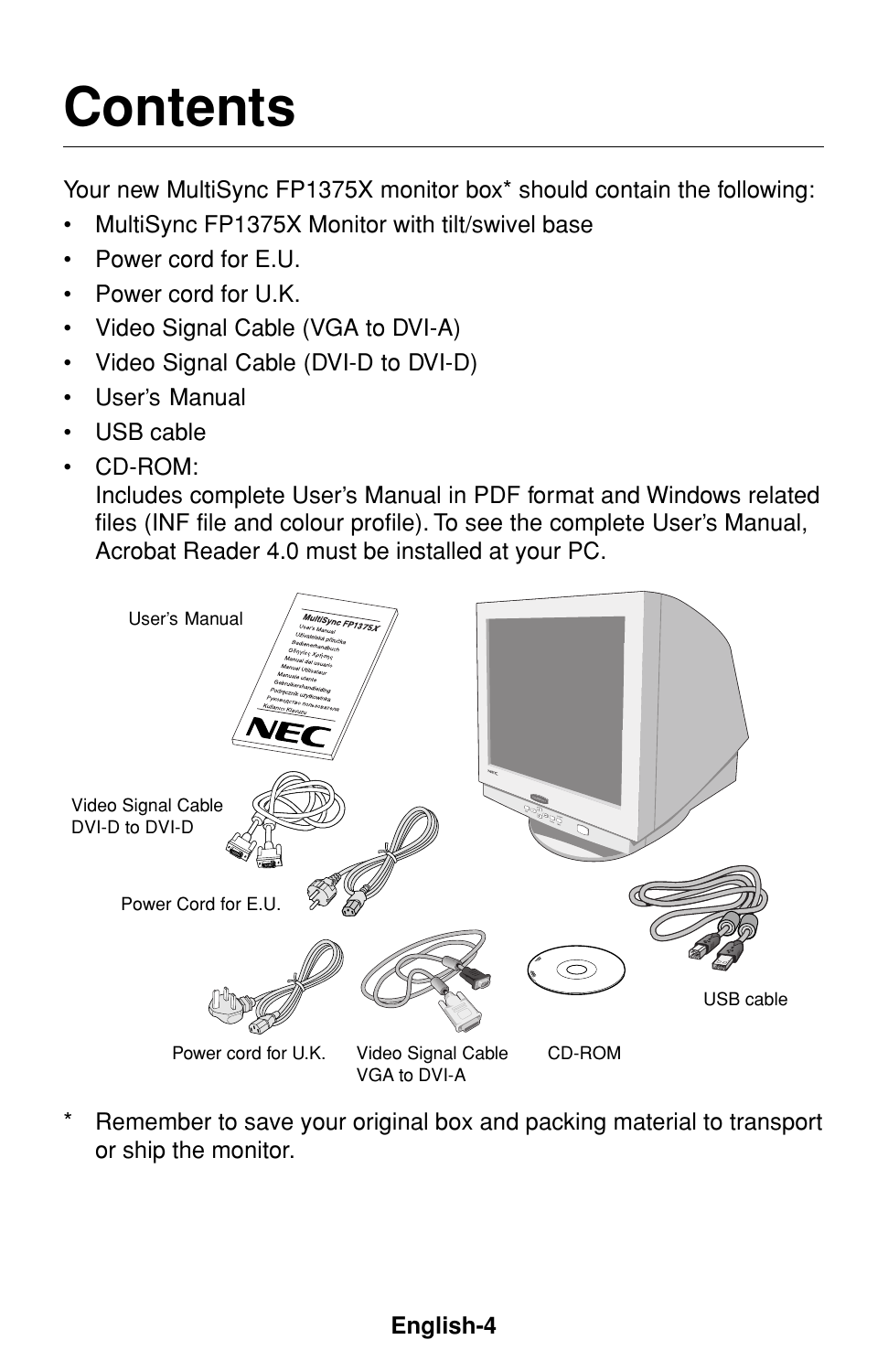# Contents

Your new MultiSync FP1375X monitor box* should contain the following:

- MultiSync FP1375X Monitor with tilt/swivel base
- Power cord for E.U.
- Power cord for U.K.
- Video Signal Cable (VGA to DVI-A)
- Video Signal Cable (DVI-D to DVI-D)
- User's Manual
- USB cable
- CD-ROM:
  Includes complete User's Manual in PDF format and Windows related files (INF file and colour profile). To see the complete User's Manual, Acrobat Reader 4.0 must be installed at your PC.

User's Manual

Video Signal Cable DVI-D to DVI-D

Power Cord for E.U.

Power cord for U.K.

Video Signal Cable VGA to DVI-A

CD-ROM

USB cable

\* Remember to save your original box and packing material to transport or ship the monitor.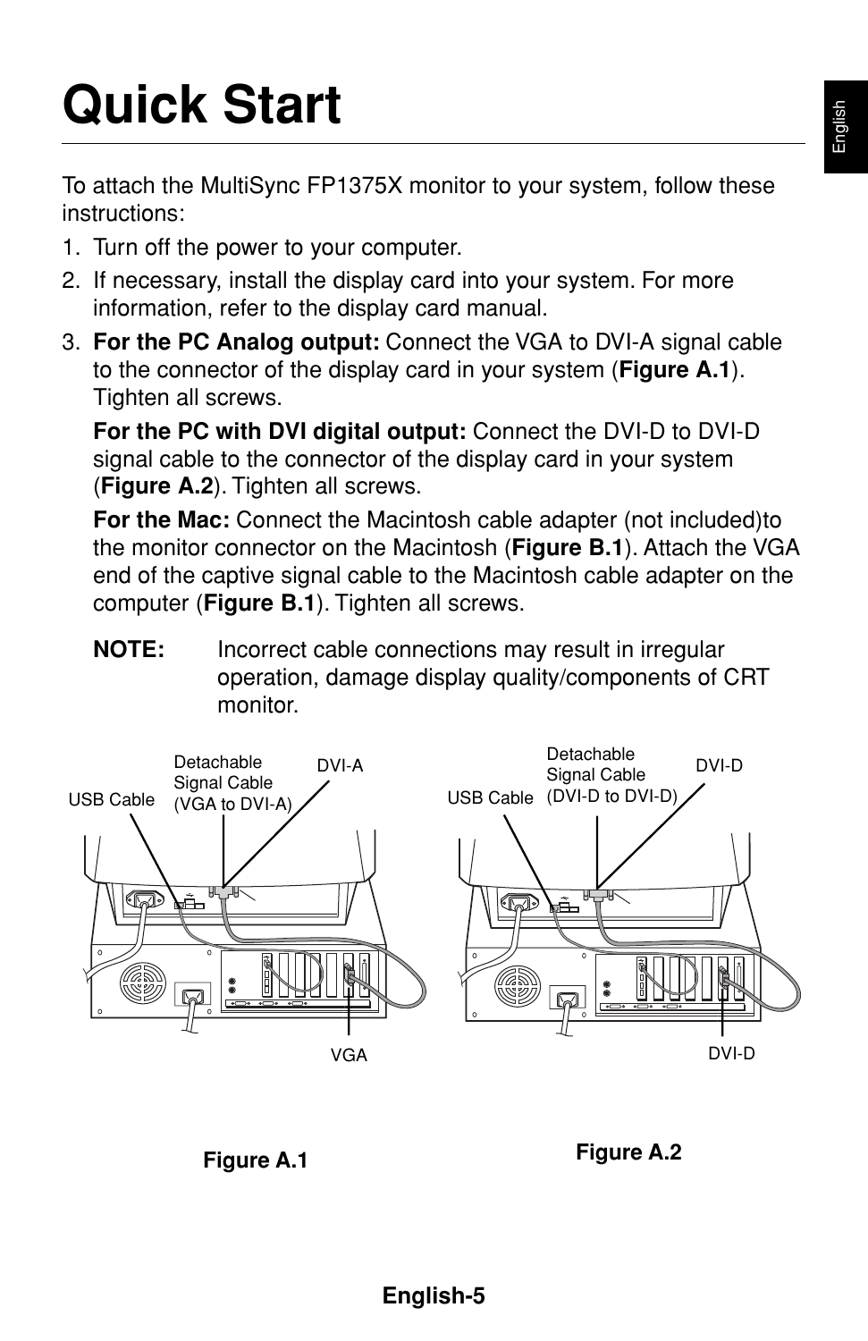# Quick Start

To attach the MultiSync FP1375X monitor to your system, follow these instructions:

1. Turn off the power to your computer.
2. If necessary, install the display card into your system. For more information, refer to the display card manual.
3. **For the PC Analog output:** Connect the VGA to DVI-A signal cable to the connector of the display card in your system (**Figure A.1**). Tighten all screws.

   **For the PC with DVI digital output:** Connect the DVI-D to DVI-D signal cable to the connector of the display card in your system (**Figure A.2**). Tighten all screws.

   **For the Mac:** Connect the Macintosh cable adapter (not included)to the monitor connector on the Macintosh (**Figure B.1**). Attach the VGA end of the captive signal cable to the Macintosh cable adapter on the computer (**Figure B.1**). Tighten all screws.

   **NOTE:** Incorrect cable connections may result in irregular operation, damage display quality/components of CRT monitor.

USB Cable | Detachable Signal Cable (VGA to DVI-A) | DVI-A | VGA

**Figure A.1**

USB Cable | Detachable Signal Cable (DVI-D to DVI-D) | DVI-D | DVI-D

**Figure A.2**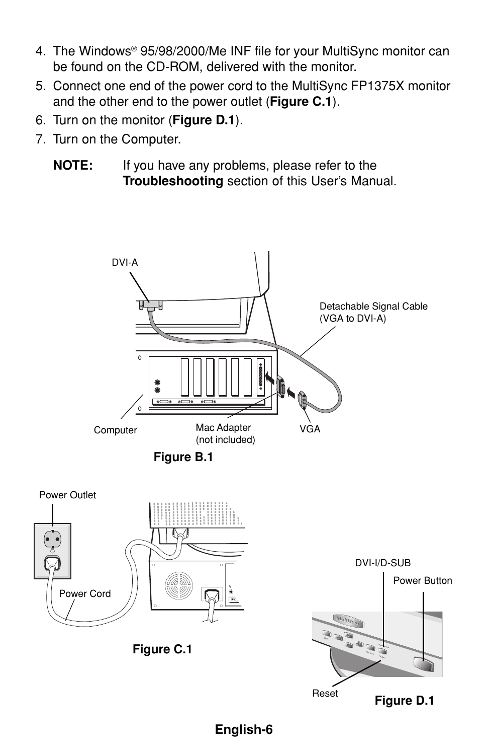4. The Windows® 95/98/2000/Me INF file for your MultiSync monitor can be found on the CD-ROM, delivered with the monitor.
5. Connect one end of the power cord to the MultiSync FP1375X monitor and the other end to the power outlet (**Figure C.1**).
6. Turn on the monitor (**Figure D.1**).
7. Turn on the Computer.

   **NOTE:** If you have any problems, please refer to the **Troubleshooting** section of this User's Manual.

DVI-A

Detachable Signal Cable (VGA to DVI-A)

Computer

Mac Adapter (not included)

VGA

**Figure B.1**

Power Outlet

Power Cord

**Figure C.1**

DVI-I/D-SUB

Power Button

Reset

**Figure D.1**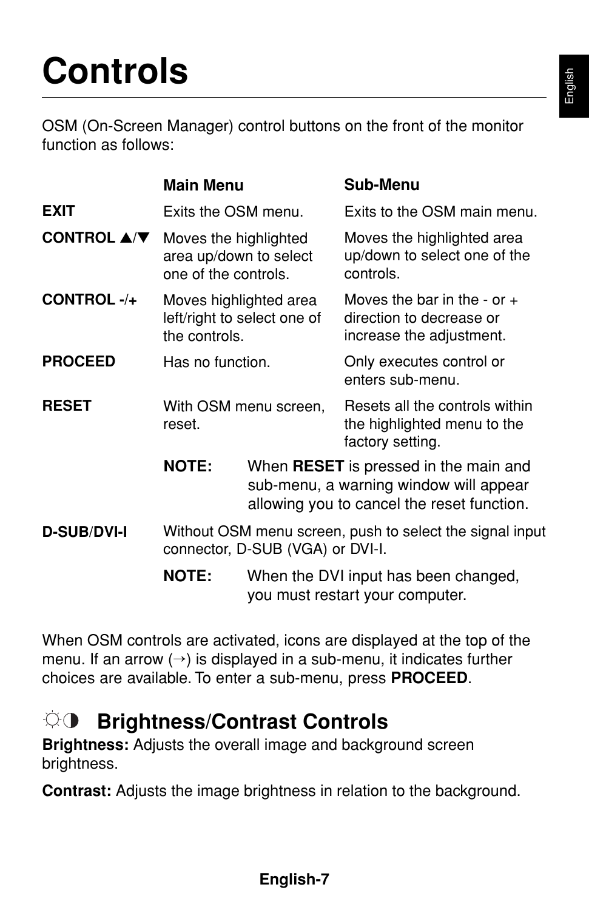# Controls

OSM (On-Screen Manager) control buttons on the front of the monitor function as follows:

| | Main Menu | Sub-Menu |
|---|---|---|
| **EXIT** | Exits the OSM menu. | Exits to the OSM main menu. |
| **CONTROL ▲/▼** | Moves the highlighted area up/down to select one of the controls. | Moves the highlighted area up/down to select one of the controls. |
| **CONTROL -/+** | Moves highlighted area left/right to select one of the controls. | Moves the bar in the - or + direction to decrease or increase the adjustment. |
| **PROCEED** | Has no function. | Only executes control or enters sub-menu. |
| **RESET** | With OSM menu screen, reset. | Resets all the controls within the highlighted menu to the factory setting. |

**NOTE:** When **RESET** is pressed in the main and sub-menu, a warning window will appear allowing you to cancel the reset function.

**D-SUB/DVI-I** Without OSM menu screen, push to select the signal input connector, D-SUB (VGA) or DVI-I.

**NOTE:** When the DVI input has been changed, you must restart your computer.

When OSM controls are activated, icons are displayed at the top of the menu. If an arrow (→) is displayed in a sub-menu, it indicates further choices are available. To enter a sub-menu, press **PROCEED**.

## ☼◑ Brightness/Contrast Controls

**Brightness:** Adjusts the overall image and background screen brightness.

**Contrast:** Adjusts the image brightness in relation to the background.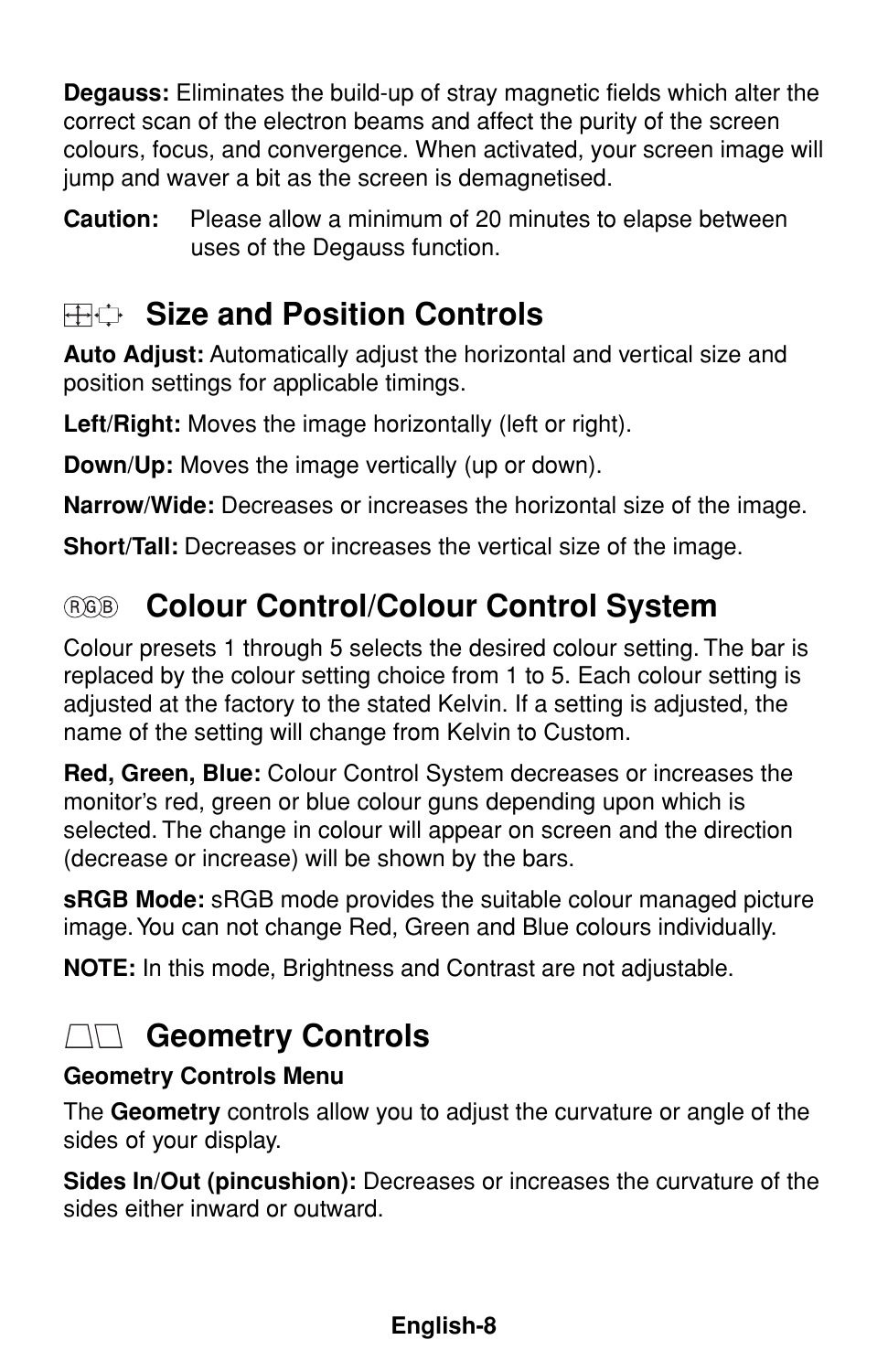**Degauss:** Eliminates the build-up of stray magnetic fields which alter the correct scan of the electron beams and affect the purity of the screen colours, focus, and convergence. When activated, your screen image will jump and waver a bit as the screen is demagnetised.

**Caution:** Please allow a minimum of 20 minutes to elapse between uses of the Degauss function.

## Size and Position Controls

**Auto Adjust:** Automatically adjust the horizontal and vertical size and position settings for applicable timings.

**Left/Right:** Moves the image horizontally (left or right).

**Down/Up:** Moves the image vertically (up or down).

**Narrow/Wide:** Decreases or increases the horizontal size of the image.

**Short/Tall:** Decreases or increases the vertical size of the image.

## Colour Control/Colour Control System

Colour presets 1 through 5 selects the desired colour setting. The bar is replaced by the colour setting choice from 1 to 5. Each colour setting is adjusted at the factory to the stated Kelvin. If a setting is adjusted, the name of the setting will change from Kelvin to Custom.

**Red, Green, Blue:** Colour Control System decreases or increases the monitor's red, green or blue colour guns depending upon which is selected. The change in colour will appear on screen and the direction (decrease or increase) will be shown by the bars.

**sRGB Mode:** sRGB mode provides the suitable colour managed picture image. You can not change Red, Green and Blue colours individually.

**NOTE:** In this mode, Brightness and Contrast are not adjustable.

## Geometry Controls

**Geometry Controls Menu**

The **Geometry** controls allow you to adjust the curvature or angle of the sides of your display.

**Sides In/Out (pincushion):** Decreases or increases the curvature of the sides either inward or outward.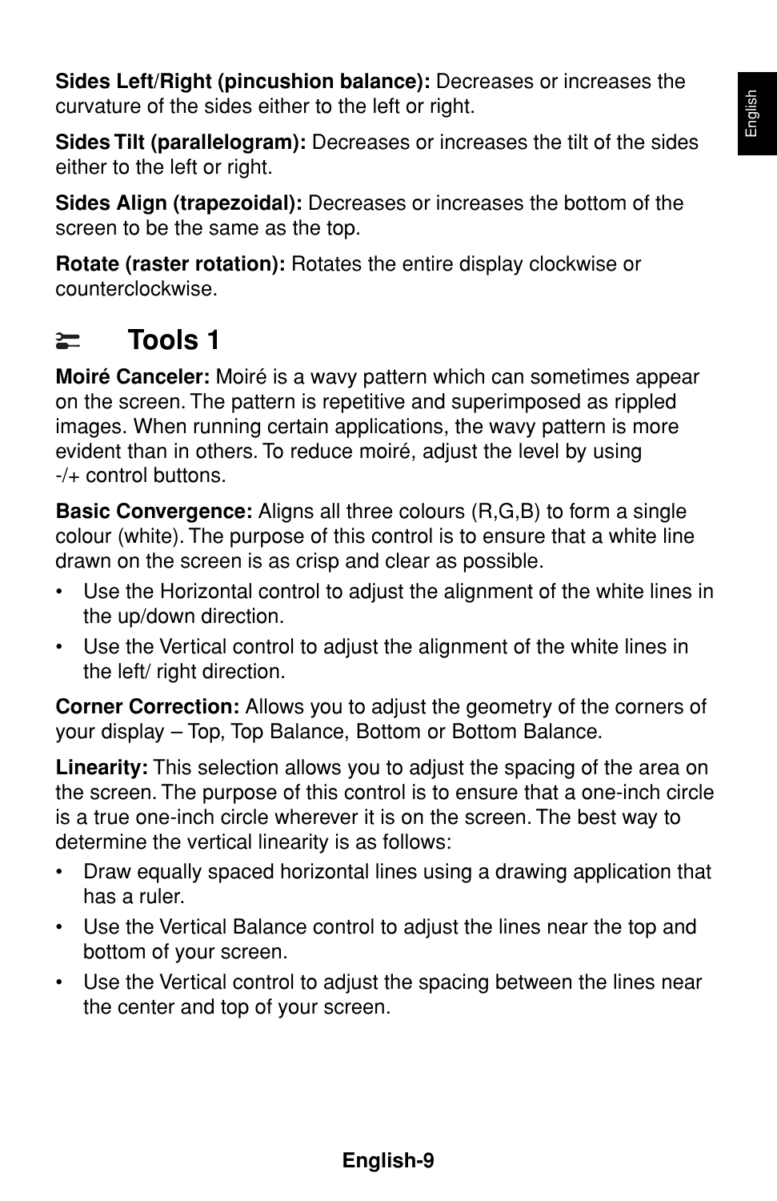**Sides Left/Right (pincushion balance):** Decreases or increases the curvature of the sides either to the left or right.

**Sides Tilt (parallelogram):** Decreases or increases the tilt of the sides either to the left or right.

**Sides Align (trapezoidal):** Decreases or increases the bottom of the screen to be the same as the top.

**Rotate (raster rotation):** Rotates the entire display clockwise or counterclockwise.

## Tools 1

**Moiré Canceler:** Moiré is a wavy pattern which can sometimes appear on the screen. The pattern is repetitive and superimposed as rippled images. When running certain applications, the wavy pattern is more evident than in others. To reduce moiré, adjust the level by using -/+ control buttons.

**Basic Convergence:** Aligns all three colours (R,G,B) to form a single colour (white). The purpose of this control is to ensure that a white line drawn on the screen is as crisp and clear as possible.

- Use the Horizontal control to adjust the alignment of the white lines in the up/down direction.
- Use the Vertical control to adjust the alignment of the white lines in the left/ right direction.

**Corner Correction:** Allows you to adjust the geometry of the corners of your display – Top, Top Balance, Bottom or Bottom Balance.

**Linearity:** This selection allows you to adjust the spacing of the area on the screen. The purpose of this control is to ensure that a one-inch circle is a true one-inch circle wherever it is on the screen. The best way to determine the vertical linearity is as follows:

- Draw equally spaced horizontal lines using a drawing application that has a ruler.
- Use the Vertical Balance control to adjust the lines near the top and bottom of your screen.
- Use the Vertical control to adjust the spacing between the lines near the center and top of your screen.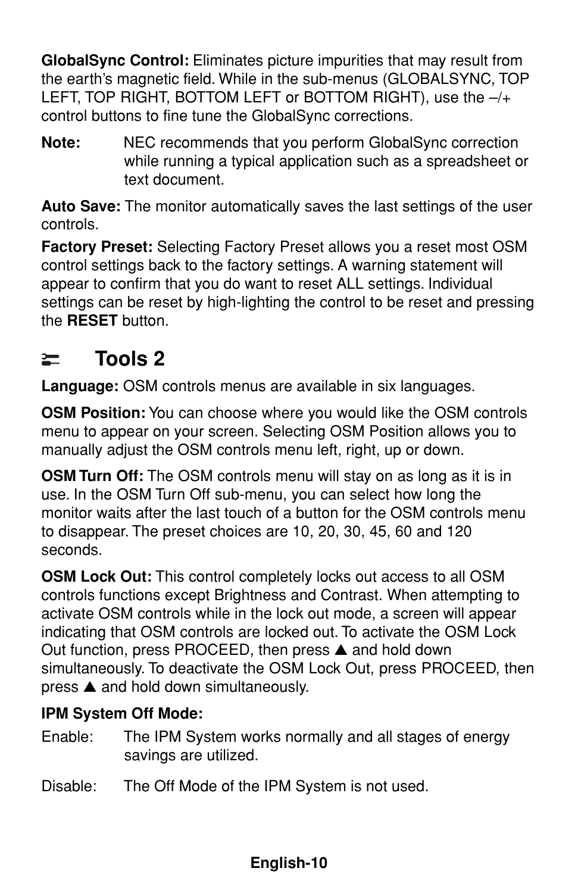**GlobalSync Control:** Eliminates picture impurities that may result from the earth's magnetic field. While in the sub-menus (GLOBALSYNC, TOP LEFT, TOP RIGHT, BOTTOM LEFT or BOTTOM RIGHT), use the –/+ control buttons to fine tune the GlobalSync corrections.

**Note:** NEC recommends that you perform GlobalSync correction while running a typical application such as a spreadsheet or text document.

**Auto Save:** The monitor automatically saves the last settings of the user controls.

**Factory Preset:** Selecting Factory Preset allows you a reset most OSM control settings back to the factory settings. A warning statement will appear to confirm that you do want to reset ALL settings. Individual settings can be reset by high-lighting the control to be reset and pressing the **RESET** button.

## Tools 2

**Language:** OSM controls menus are available in six languages.

**OSM Position:** You can choose where you would like the OSM controls menu to appear on your screen. Selecting OSM Position allows you to manually adjust the OSM controls menu left, right, up or down.

**OSM Turn Off:** The OSM controls menu will stay on as long as it is in use. In the OSM Turn Off sub-menu, you can select how long the monitor waits after the last touch of a button for the OSM controls menu to disappear. The preset choices are 10, 20, 30, 45, 60 and 120 seconds.

**OSM Lock Out:** This control completely locks out access to all OSM controls functions except Brightness and Contrast. When attempting to activate OSM controls while in the lock out mode, a screen will appear indicating that OSM controls are locked out. To activate the OSM Lock Out function, press PROCEED, then press ▲ and hold down simultaneously. To deactivate the OSM Lock Out, press PROCEED, then press ▲ and hold down simultaneously.

**IPM System Off Mode:**

Enable: The IPM System works normally and all stages of energy savings are utilized.

Disable: The Off Mode of the IPM System is not used.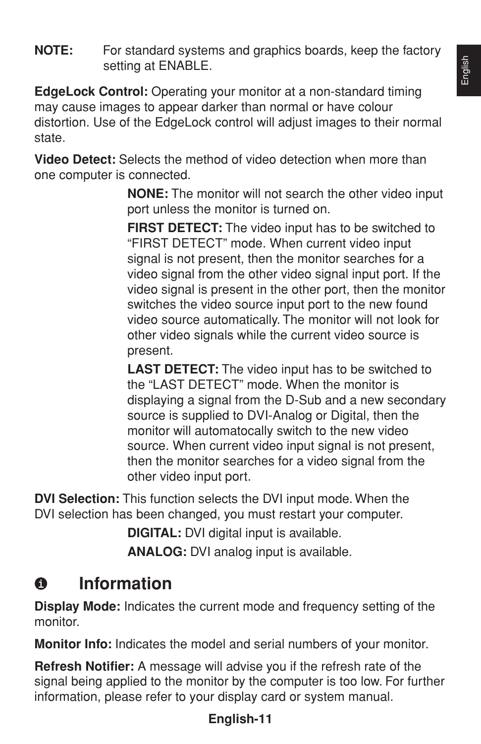**NOTE:** For standard systems and graphics boards, keep the factory setting at ENABLE.

**EdgeLock Control:** Operating your monitor at a non-standard timing may cause images to appear darker than normal or have colour distortion. Use of the EdgeLock control will adjust images to their normal state.

**Video Detect:** Selects the method of video detection when more than one computer is connected.

**NONE:** The monitor will not search the other video input port unless the monitor is turned on.

**FIRST DETECT:** The video input has to be switched to "FIRST DETECT" mode. When current video input signal is not present, then the monitor searches for a video signal from the other video signal input port. If the video signal is present in the other port, then the monitor switches the video source input port to the new found video source automatically. The monitor will not look for other video signals while the current video source is present.

**LAST DETECT:** The video input has to be switched to the "LAST DETECT" mode. When the monitor is displaying a signal from the D-Sub and a new secondary source is supplied to DVI-Analog or Digital, then the monitor will automatocally switch to the new video source. When current video input signal is not present, then the monitor searches for a video signal from the other video input port.

**DVI Selection:** This function selects the DVI input mode. When the DVI selection has been changed, you must restart your computer.

**DIGITAL:** DVI digital input is available.

**ANALOG:** DVI analog input is available.

## Information

**Display Mode:** Indicates the current mode and frequency setting of the monitor.

**Monitor Info:** Indicates the model and serial numbers of your monitor.

**Refresh Notifier:** A message will advise you if the refresh rate of the signal being applied to the monitor by the computer is too low. For further information, please refer to your display card or system manual.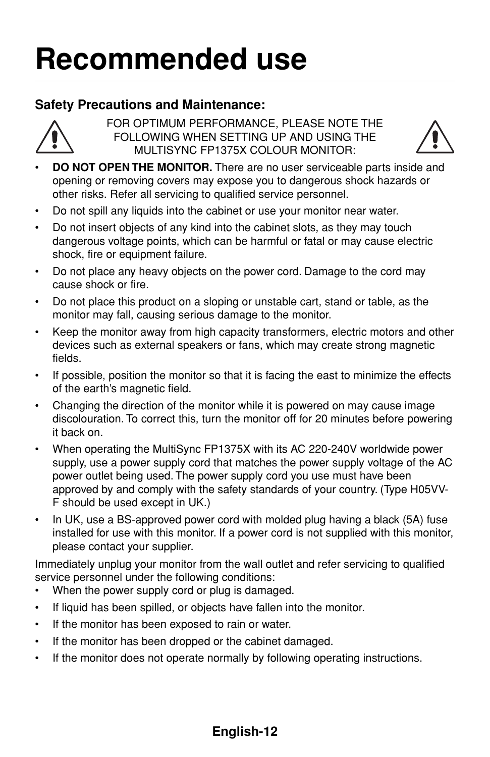# Recommended use

### Safety Precautions and Maintenance:

FOR OPTIMUM PERFORMANCE, PLEASE NOTE THE FOLLOWING WHEN SETTING UP AND USING THE MULTISYNC FP1375X COLOUR MONITOR:

- **DO NOT OPEN THE MONITOR.** There are no user serviceable parts inside and opening or removing covers may expose you to dangerous shock hazards or other risks. Refer all servicing to qualified service personnel.
- Do not spill any liquids into the cabinet or use your monitor near water.
- Do not insert objects of any kind into the cabinet slots, as they may touch dangerous voltage points, which can be harmful or fatal or may cause electric shock, fire or equipment failure.
- Do not place any heavy objects on the power cord. Damage to the cord may cause shock or fire.
- Do not place this product on a sloping or unstable cart, stand or table, as the monitor may fall, causing serious damage to the monitor.
- Keep the monitor away from high capacity transformers, electric motors and other devices such as external speakers or fans, which may create strong magnetic fields.
- If possible, position the monitor so that it is facing the east to minimize the effects of the earth's magnetic field.
- Changing the direction of the monitor while it is powered on may cause image discolouration. To correct this, turn the monitor off for 20 minutes before powering it back on.
- When operating the MultiSync FP1375X with its AC 220-240V worldwide power supply, use a power supply cord that matches the power supply voltage of the AC power outlet being used. The power supply cord you use must have been approved by and comply with the safety standards of your country. (Type H05VV-F should be used except in UK.)
- In UK, use a BS-approved power cord with molded plug having a black (5A) fuse installed for use with this monitor. If a power cord is not supplied with this monitor, please contact your supplier.

Immediately unplug your monitor from the wall outlet and refer servicing to qualified service personnel under the following conditions:

- When the power supply cord or plug is damaged.
- If liquid has been spilled, or objects have fallen into the monitor.
- If the monitor has been exposed to rain or water.
- If the monitor has been dropped or the cabinet damaged.
- If the monitor does not operate normally by following operating instructions.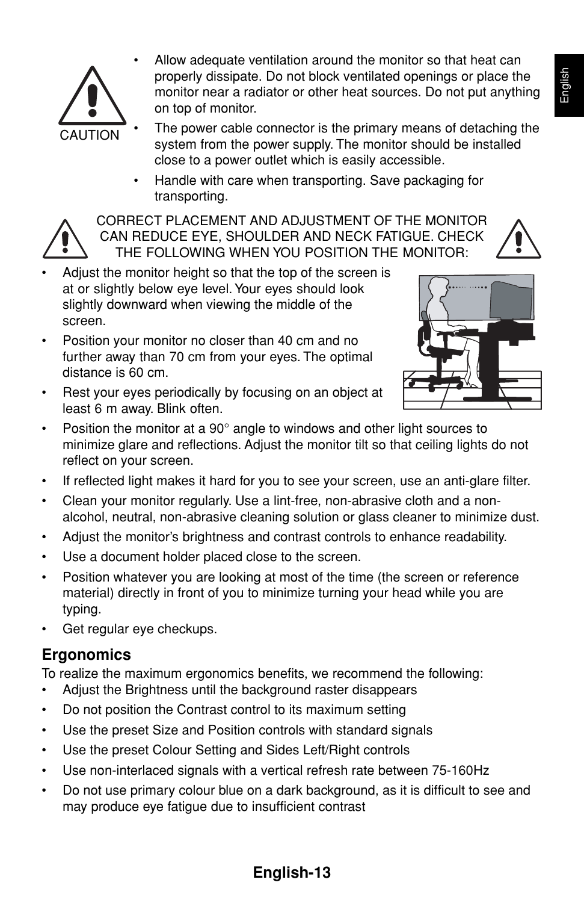CAUTION

- Allow adequate ventilation around the monitor so that heat can properly dissipate. Do not block ventilated openings or place the monitor near a radiator or other heat sources. Do not put anything on top of monitor.
- The power cable connector is the primary means of detaching the system from the power supply. The monitor should be installed close to a power outlet which is easily accessible.
- Handle with care when transporting. Save packaging for transporting.

CORRECT PLACEMENT AND ADJUSTMENT OF THE MONITOR CAN REDUCE EYE, SHOULDER AND NECK FATIGUE. CHECK THE FOLLOWING WHEN YOU POSITION THE MONITOR:

- Adjust the monitor height so that the top of the screen is at or slightly below eye level. Your eyes should look slightly downward when viewing the middle of the screen.
- Position your monitor no closer than 40 cm and no further away than 70 cm from your eyes. The optimal distance is 60 cm.
- Rest your eyes periodically by focusing on an object at least 6 m away. Blink often.
- Position the monitor at a 90° angle to windows and other light sources to minimize glare and reflections. Adjust the monitor tilt so that ceiling lights do not reflect on your screen.
- If reflected light makes it hard for you to see your screen, use an anti-glare filter.
- Clean your monitor regularly. Use a lint-free, non-abrasive cloth and a non-alcohol, neutral, non-abrasive cleaning solution or glass cleaner to minimize dust.
- Adjust the monitor's brightness and contrast controls to enhance readability.
- Use a document holder placed close to the screen.
- Position whatever you are looking at most of the time (the screen or reference material) directly in front of you to minimize turning your head while you are typing.
- Get regular eye checkups.

## Ergonomics

To realize the maximum ergonomics benefits, we recommend the following:

- Adjust the Brightness until the background raster disappears
- Do not position the Contrast control to its maximum setting
- Use the preset Size and Position controls with standard signals
- Use the preset Colour Setting and Sides Left/Right controls
- Use non-interlaced signals with a vertical refresh rate between 75-160Hz
- Do not use primary colour blue on a dark background, as it is difficult to see and may produce eye fatigue due to insufficient contrast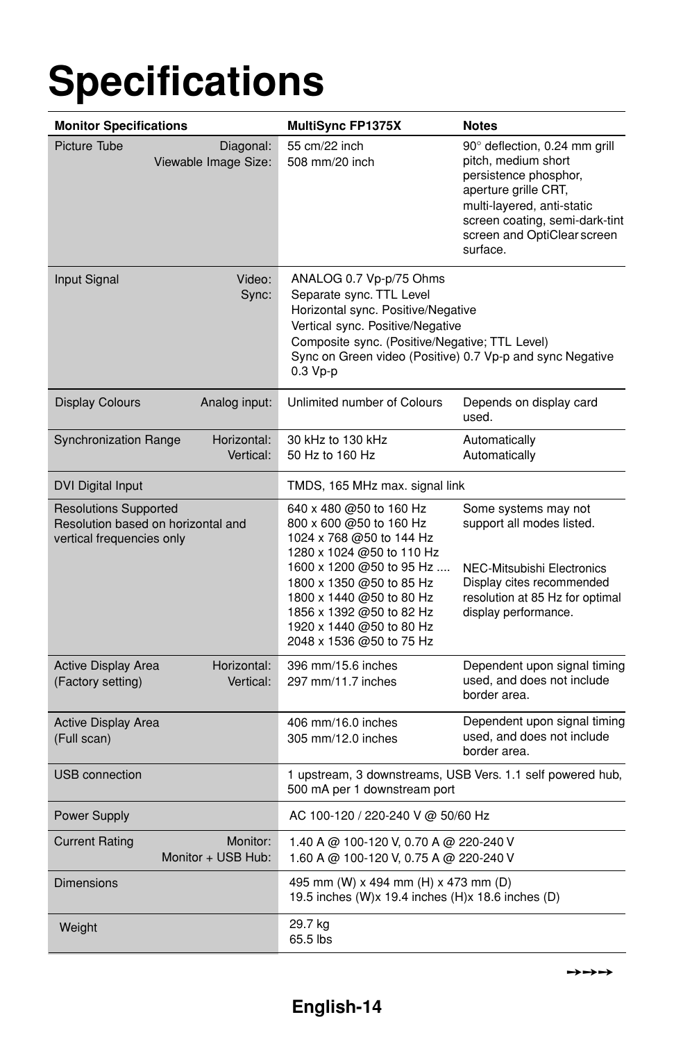# Specifications

| Monitor Specifications | | MultiSync FP1375X | Notes |
|---|---|---|---|
| Picture Tube | Diagonal:<br>Viewable Image Size: | 55 cm/22 inch<br>508 mm/20 inch | 90° deflection, 0.24 mm grill pitch, medium short persistence phosphor, aperture grille CRT, multi-layered, anti-static screen coating, semi-dark-tint screen and OptiClear screen surface. |
| Input Signal | Video:<br>Sync: | ANALOG 0.7 Vp-p/75 Ohms<br>Separate sync. TTL Level<br>Horizontal sync. Positive/Negative<br>Vertical sync. Positive/Negative<br>Composite sync. (Positive/Negative; TTL Level)<br>Sync on Green video (Positive) 0.7 Vp-p and sync Negative 0.3 Vp-p | |
| Display Colours | Analog input: | Unlimited number of Colours | Depends on display card used. |
| Synchronization Range | Horizontal:<br>Vertical: | 30 kHz to 130 kHz<br>50 Hz to 160 Hz | Automatically<br>Automatically |
| DVI Digital Input | | TMDS, 165 MHz max. signal link | |
| Resolutions Supported<br>Resolution based on horizontal and vertical frequencies only | | 640 x 480 @50 to 160 Hz<br>800 x 600 @50 to 160 Hz<br>1024 x 768 @50 to 144 Hz<br>1280 x 1024 @50 to 110 Hz<br>1600 x 1200 @50 to 95 Hz ....<br>1800 x 1350 @50 to 85 Hz<br>1800 x 1440 @50 to 80 Hz<br>1856 x 1392 @50 to 82 Hz<br>1920 x 1440 @50 to 80 Hz<br>2048 x 1536 @50 to 75 Hz | Some systems may not support all modes listed.<br><br>NEC-Mitsubishi Electronics Display cites recommended resolution at 85 Hz for optimal display performance. |
| Active Display Area<br>(Factory setting) | Horizontal:<br>Vertical: | 396 mm/15.6 inches<br>297 mm/11.7 inches | Dependent upon signal timing used, and does not include border area. |
| Active Display Area<br>(Full scan) | | 406 mm/16.0 inches<br>305 mm/12.0 inches | Dependent upon signal timing used, and does not include border area. |
| USB connection | | 1 upstream, 3 downstreams, USB Vers. 1.1 self powered hub, 500 mA per 1 downstream port | |
| Power Supply | | AC 100-120 / 220-240 V @ 50/60 Hz | |
| Current Rating | Monitor:<br>Monitor + USB Hub: | 1.40 A @ 100-120 V, 0.70 A @ 220-240 V<br>1.60 A @ 100-120 V, 0.75 A @ 220-240 V | |
| Dimensions | | 495 mm (W) x 494 mm (H) x 473 mm (D)<br>19.5 inches (W)x 19.4 inches (H)x 18.6 inches (D) | |
| Weight | | 29.7 kg<br>65.5 lbs | |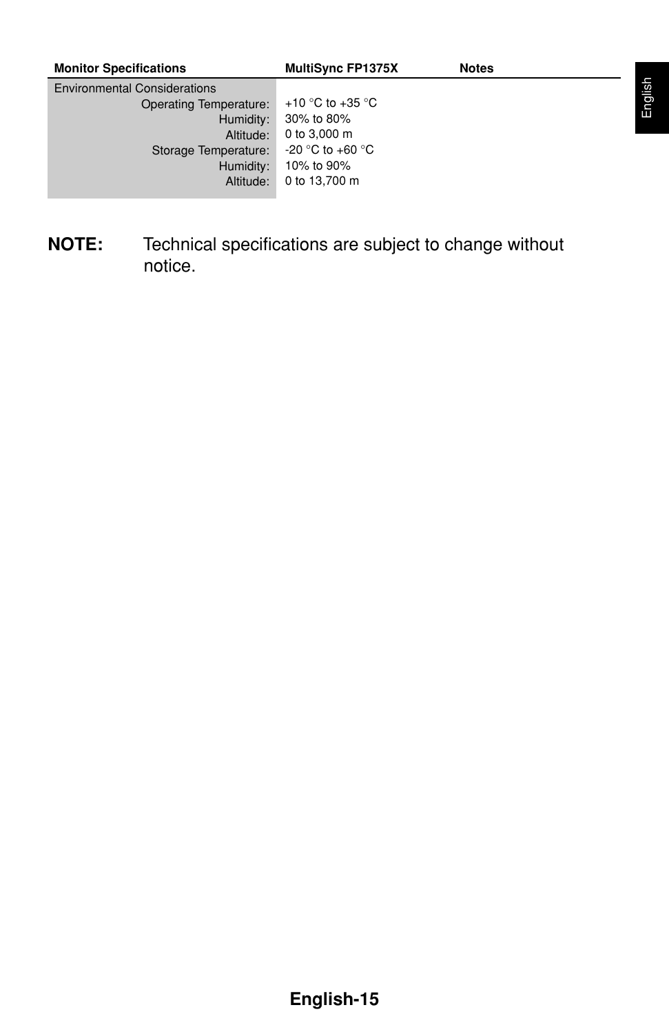| Monitor Specifications | MultiSync FP1375X | Notes |
|---|---|---|
| Environmental Considerations | | |
| Operating Temperature: | +10 °C to +35 °C | |
| Humidity: | 30% to 80% | |
| Altitude: | 0 to 3,000 m | |
| Storage Temperature: | -20 °C to +60 °C | |
| Humidity: | 10% to 90% | |
| Altitude: | 0 to 13,700 m | |

**NOTE:** Technical specifications are subject to change without notice.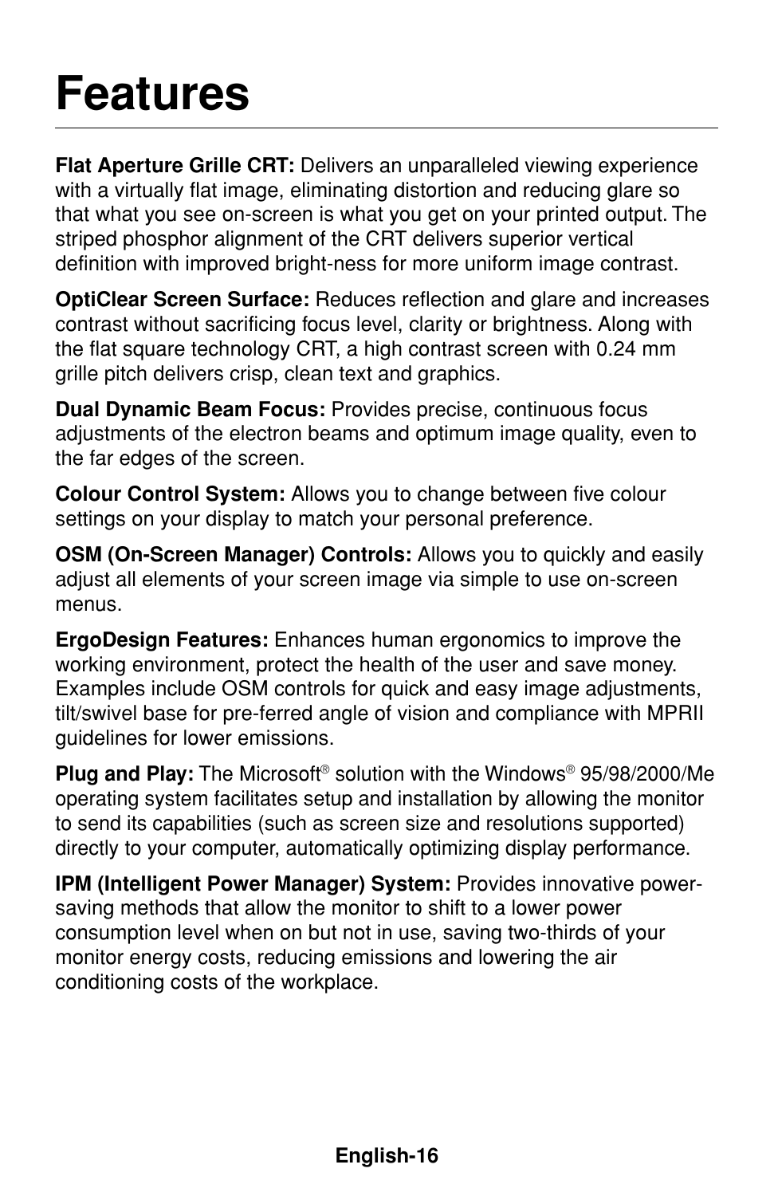# Features

**Flat Aperture Grille CRT:** Delivers an unparalleled viewing experience with a virtually flat image, eliminating distortion and reducing glare so that what you see on-screen is what you get on your printed output. The striped phosphor alignment of the CRT delivers superior vertical definition with improved bright-ness for more uniform image contrast.

**OptiClear Screen Surface:** Reduces reflection and glare and increases contrast without sacrificing focus level, clarity or brightness. Along with the flat square technology CRT, a high contrast screen with 0.24 mm grille pitch delivers crisp, clean text and graphics.

**Dual Dynamic Beam Focus:** Provides precise, continuous focus adjustments of the electron beams and optimum image quality, even to the far edges of the screen.

**Colour Control System:** Allows you to change between five colour settings on your display to match your personal preference.

**OSM (On-Screen Manager) Controls:** Allows you to quickly and easily adjust all elements of your screen image via simple to use on-screen menus.

**ErgoDesign Features:** Enhances human ergonomics to improve the working environment, protect the health of the user and save money. Examples include OSM controls for quick and easy image adjustments, tilt/swivel base for pre-ferred angle of vision and compliance with MPRII guidelines for lower emissions.

**Plug and Play:** The Microsoft® solution with the Windows® 95/98/2000/Me operating system facilitates setup and installation by allowing the monitor to send its capabilities (such as screen size and resolutions supported) directly to your computer, automatically optimizing display performance.

**IPM (Intelligent Power Manager) System:** Provides innovative power-saving methods that allow the monitor to shift to a lower power consumption level when on but not in use, saving two-thirds of your monitor energy costs, reducing emissions and lowering the air conditioning costs of the workplace.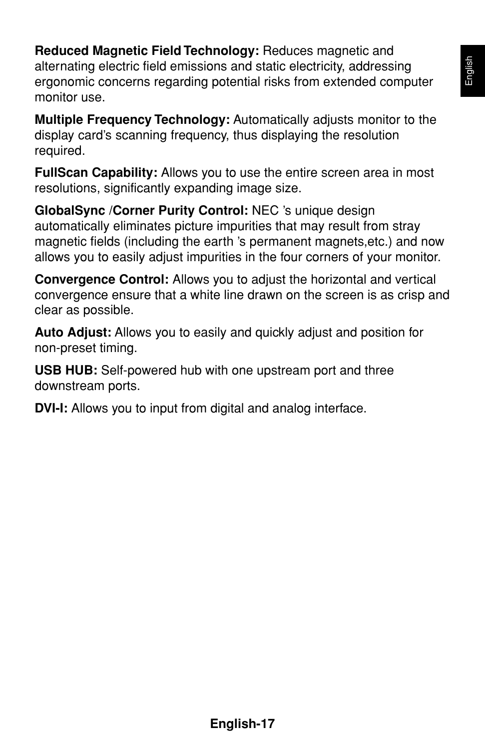**Reduced Magnetic Field Technology:** Reduces magnetic and alternating electric field emissions and static electricity, addressing ergonomic concerns regarding potential risks from extended computer monitor use.

**Multiple Frequency Technology:** Automatically adjusts monitor to the display card's scanning frequency, thus displaying the resolution required.

**FullScan Capability:** Allows you to use the entire screen area in most resolutions, significantly expanding image size.

**GlobalSync /Corner Purity Control:** NEC 's unique design automatically eliminates picture impurities that may result from stray magnetic fields (including the earth 's permanent magnets,etc.) and now allows you to easily adjust impurities in the four corners of your monitor.

**Convergence Control:** Allows you to adjust the horizontal and vertical convergence ensure that a white line drawn on the screen is as crisp and clear as possible.

**Auto Adjust:** Allows you to easily and quickly adjust and position for non-preset timing.

**USB HUB:** Self-powered hub with one upstream port and three downstream ports.

**DVI-I:** Allows you to input from digital and analog interface.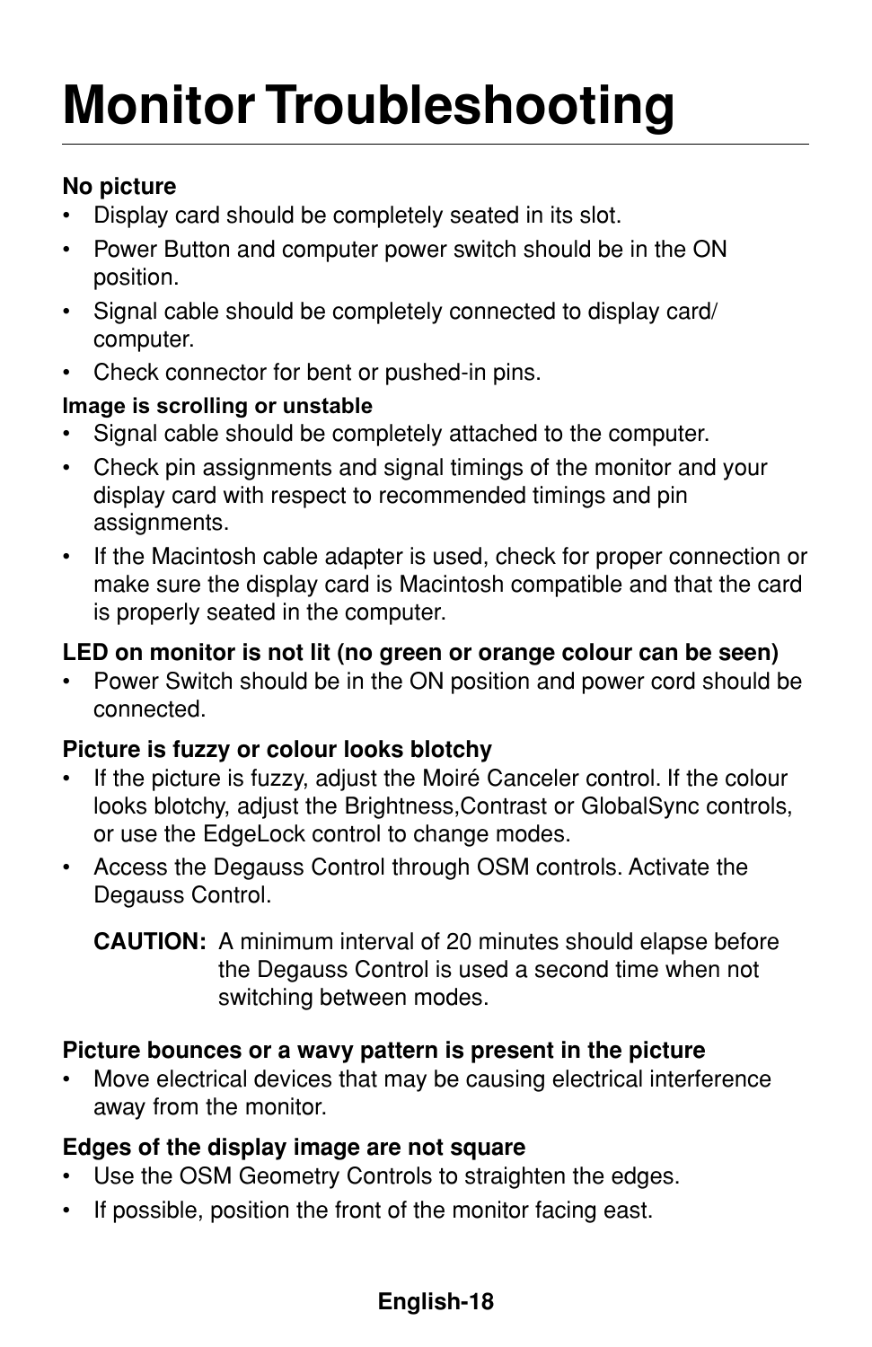# Monitor Troubleshooting

**No picture**

- Display card should be completely seated in its slot.
- Power Button and computer power switch should be in the ON position.
- Signal cable should be completely connected to display card/ computer.
- Check connector for bent or pushed-in pins.

**Image is scrolling or unstable**

- Signal cable should be completely attached to the computer.
- Check pin assignments and signal timings of the monitor and your display card with respect to recommended timings and pin assignments.
- If the Macintosh cable adapter is used, check for proper connection or make sure the display card is Macintosh compatible and that the card is properly seated in the computer.

**LED on monitor is not lit (no green or orange colour can be seen)**

- Power Switch should be in the ON position and power cord should be connected.

**Picture is fuzzy or colour looks blotchy**

- If the picture is fuzzy, adjust the Moiré Canceler control. If the colour looks blotchy, adjust the Brightness,Contrast or GlobalSync controls, or use the EdgeLock control to change modes.
- Access the Degauss Control through OSM controls. Activate the Degauss Control.

  **CAUTION:** A minimum interval of 20 minutes should elapse before the Degauss Control is used a second time when not switching between modes.

**Picture bounces or a wavy pattern is present in the picture**

- Move electrical devices that may be causing electrical interference away from the monitor.

**Edges of the display image are not square**

- Use the OSM Geometry Controls to straighten the edges.
- If possible, position the front of the monitor facing east.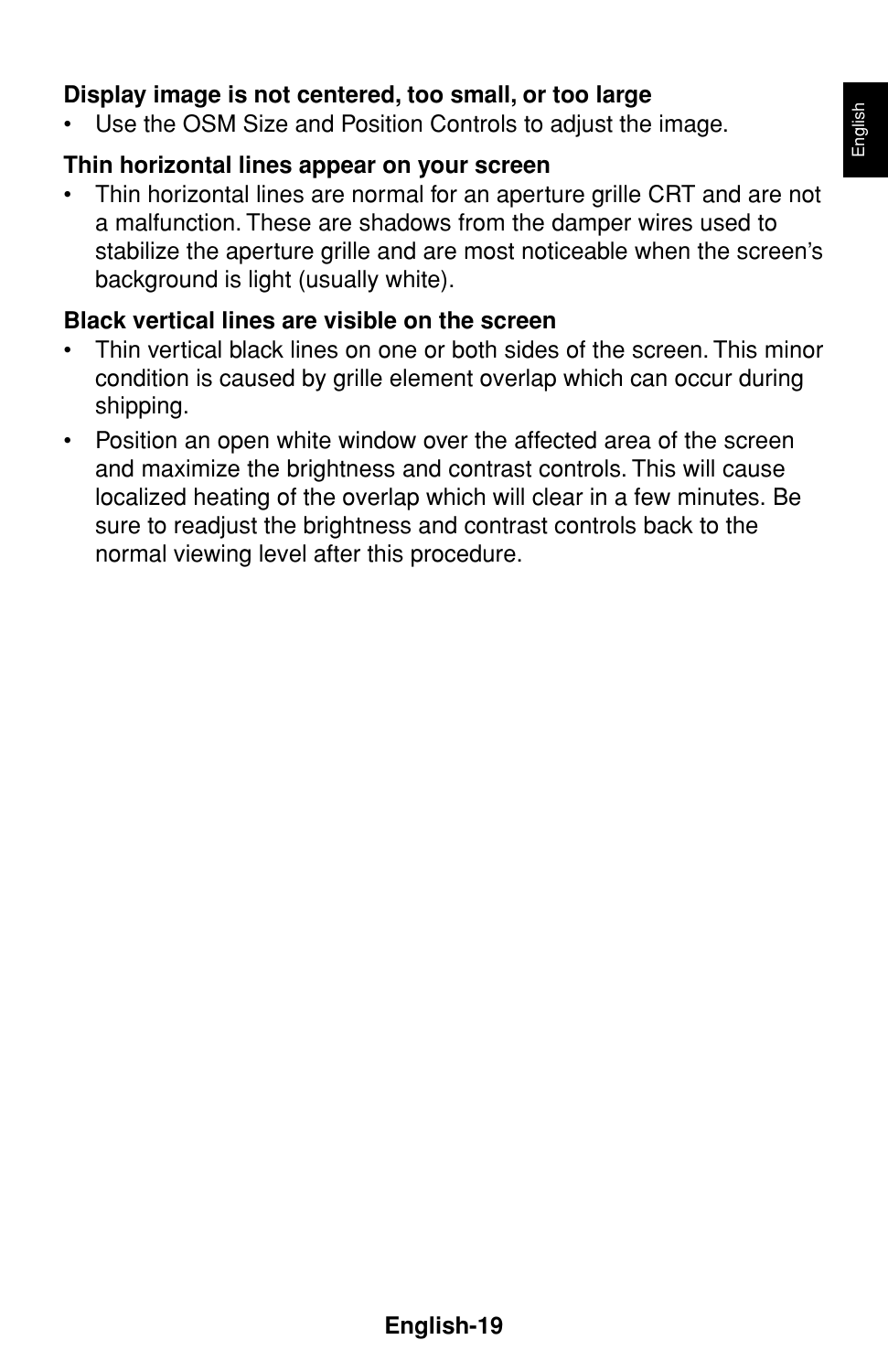**Display image is not centered, too small, or too large**

- Use the OSM Size and Position Controls to adjust the image.

**Thin horizontal lines appear on your screen**

- Thin horizontal lines are normal for an aperture grille CRT and are not a malfunction. These are shadows from the damper wires used to stabilize the aperture grille and are most noticeable when the screen's background is light (usually white).

**Black vertical lines are visible on the screen**

- Thin vertical black lines on one or both sides of the screen. This minor condition is caused by grille element overlap which can occur during shipping.
- Position an open white window over the affected area of the screen and maximize the brightness and contrast controls. This will cause localized heating of the overlap which will clear in a few minutes. Be sure to readjust the brightness and contrast controls back to the normal viewing level after this procedure.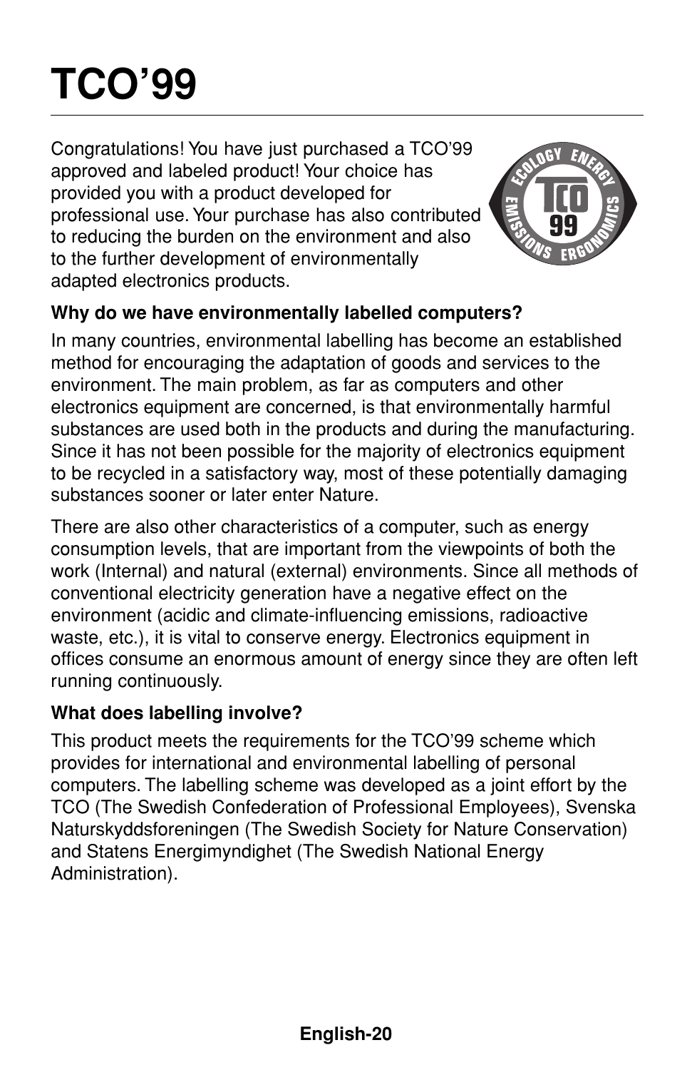# TCO'99

Congratulations! You have just purchased a TCO'99 approved and labeled product! Your choice has provided you with a product developed for professional use. Your purchase has also contributed to reducing the burden on the environment and also to the further development of environmentally adapted electronics products.

**Why do we have environmentally labelled computers?**

In many countries, environmental labelling has become an established method for encouraging the adaptation of goods and services to the environment. The main problem, as far as computers and other electronics equipment are concerned, is that environmentally harmful substances are used both in the products and during the manufacturing. Since it has not been possible for the majority of electronics equipment to be recycled in a satisfactory way, most of these potentially damaging substances sooner or later enter Nature.

There are also other characteristics of a computer, such as energy consumption levels, that are important from the viewpoints of both the work (Internal) and natural (external) environments. Since all methods of conventional electricity generation have a negative effect on the environment (acidic and climate-influencing emissions, radioactive waste, etc.), it is vital to conserve energy. Electronics equipment in offices consume an enormous amount of energy since they are often left running continuously.

**What does labelling involve?**

This product meets the requirements for the TCO'99 scheme which provides for international and environmental labelling of personal computers. The labelling scheme was developed as a joint effort by the TCO (The Swedish Confederation of Professional Employees), Svenska Naturskyddsforeningen (The Swedish Society for Nature Conservation) and Statens Energimyndighet (The Swedish National Energy Administration).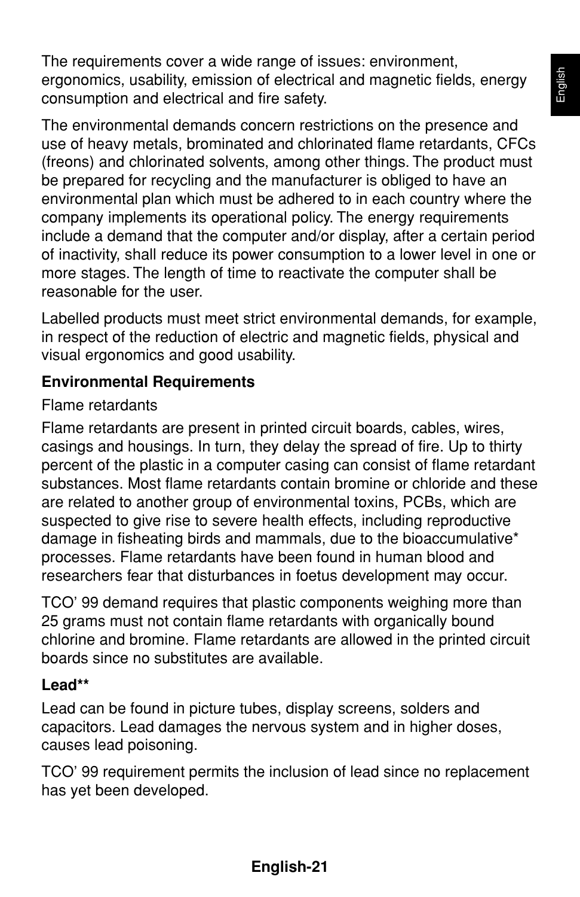The requirements cover a wide range of issues: environment, ergonomics, usability, emission of electrical and magnetic fields, energy consumption and electrical and fire safety.

The environmental demands concern restrictions on the presence and use of heavy metals, brominated and chlorinated flame retardants, CFCs (freons) and chlorinated solvents, among other things. The product must be prepared for recycling and the manufacturer is obliged to have an environmental plan which must be adhered to in each country where the company implements its operational policy. The energy requirements include a demand that the computer and/or display, after a certain period of inactivity, shall reduce its power consumption to a lower level in one or more stages. The length of time to reactivate the computer shall be reasonable for the user.

Labelled products must meet strict environmental demands, for example, in respect of the reduction of electric and magnetic fields, physical and visual ergonomics and good usability.

**Environmental Requirements**

Flame retardants

Flame retardants are present in printed circuit boards, cables, wires, casings and housings. In turn, they delay the spread of fire. Up to thirty percent of the plastic in a computer casing can consist of flame retardant substances. Most flame retardants contain bromine or chloride and these are related to another group of environmental toxins, PCBs, which are suspected to give rise to severe health effects, including reproductive damage in fisheating birds and mammals, due to the bioaccumulative* processes. Flame retardants have been found in human blood and researchers fear that disturbances in foetus development may occur.

TCO' 99 demand requires that plastic components weighing more than 25 grams must not contain flame retardants with organically bound chlorine and bromine. Flame retardants are allowed in the printed circuit boards since no substitutes are available.

**Lead****

Lead can be found in picture tubes, display screens, solders and capacitors. Lead damages the nervous system and in higher doses, causes lead poisoning.

TCO' 99 requirement permits the inclusion of lead since no replacement has yet been developed.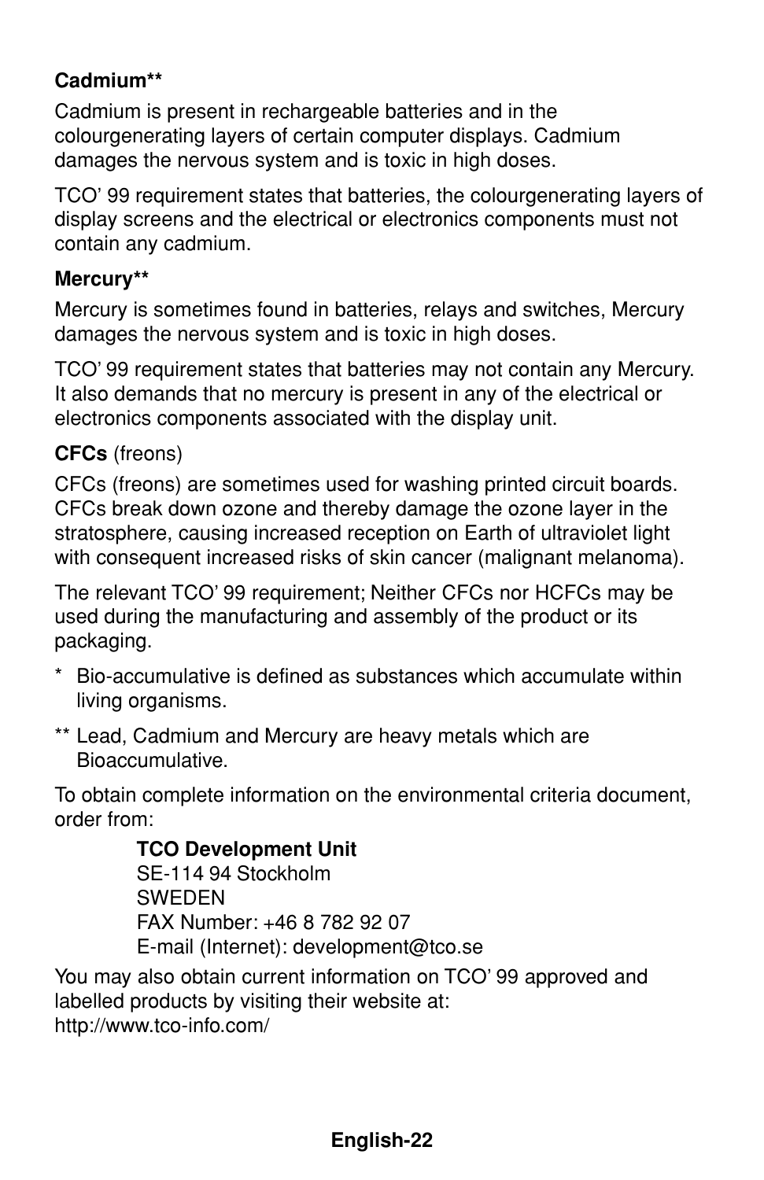**Cadmium****

Cadmium is present in rechargeable batteries and in the colourgenerating layers of certain computer displays. Cadmium damages the nervous system and is toxic in high doses.

TCO' 99 requirement states that batteries, the colourgenerating layers of display screens and the electrical or electronics components must not contain any cadmium.

**Mercury****

Mercury is sometimes found in batteries, relays and switches, Mercury damages the nervous system and is toxic in high doses.

TCO' 99 requirement states that batteries may not contain any Mercury. It also demands that no mercury is present in any of the electrical or electronics components associated with the display unit.

**CFCs** (freons)

CFCs (freons) are sometimes used for washing printed circuit boards. CFCs break down ozone and thereby damage the ozone layer in the stratosphere, causing increased reception on Earth of ultraviolet light with consequent increased risks of skin cancer (malignant melanoma).

The relevant TCO' 99 requirement; Neither CFCs nor HCFCs may be used during the manufacturing and assembly of the product or its packaging.

\* Bio-accumulative is defined as substances which accumulate within living organisms.

** Lead, Cadmium and Mercury are heavy metals which are Bioaccumulative.

To obtain complete information on the environmental criteria document, order from:

**TCO Development Unit**
SE-114 94 Stockholm
SWEDEN
FAX Number: +46 8 782 92 07
E-mail (Internet): development@tco.se

You may also obtain current information on TCO' 99 approved and labelled products by visiting their website at:
http://www.tco-info.com/